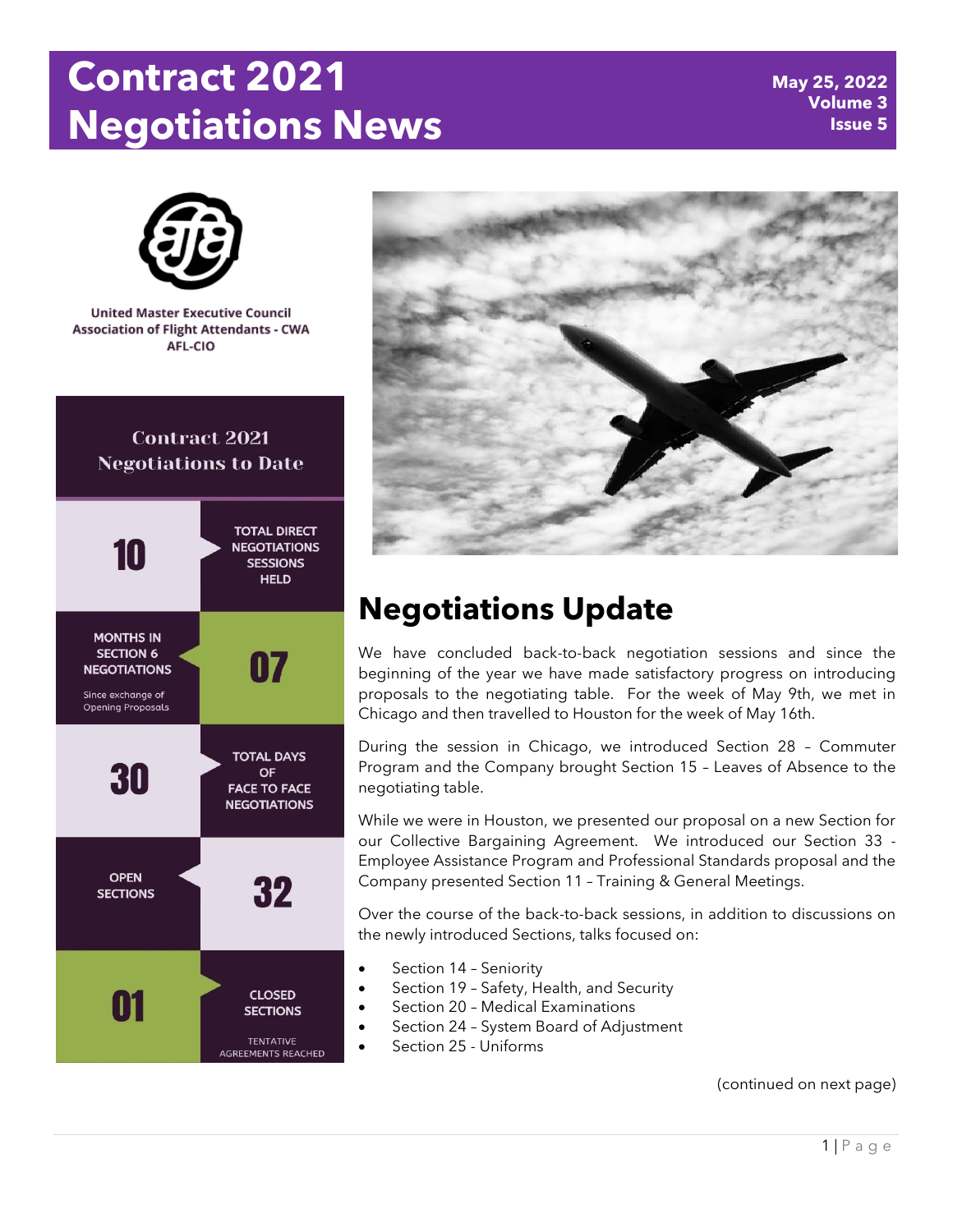# Contract 2021 Negotiations News

**May 25, 2022**
**Volume 3**
**Issue 5**

United Master Executive Council
Association of Flight Attendants - CWA
AFL-CIO

## Contract 2021 Negotiations to Date

| | |
|---|---|
| 10 | TOTAL DIRECT NEGOTIATIONS SESSIONS HELD |
| 07 | MONTHS IN SECTION 6 NEGOTIATIONS (Since exchange of Opening Proposals) |
| 30 | TOTAL DAYS OF FACE TO FACE NEGOTIATIONS |
| 32 | OPEN SECTIONS |
| 01 | CLOSED SECTIONS (TENTATIVE AGREEMENTS REACHED) |

## Negotiations Update

We have concluded back-to-back negotiation sessions and since the beginning of the year we have made satisfactory progress on introducing proposals to the negotiating table. For the week of May 9th, we met in Chicago and then travelled to Houston for the week of May 16th.

During the session in Chicago, we introduced Section 28 – Commuter Program and the Company brought Section 15 – Leaves of Absence to the negotiating table.

While we were in Houston, we presented our proposal on a new Section for our Collective Bargaining Agreement. We introduced our Section 33 - Employee Assistance Program and Professional Standards proposal and the Company presented Section 11 – Training & General Meetings.

Over the course of the back-to-back sessions, in addition to discussions on the newly introduced Sections, talks focused on:

- Section 14 – Seniority
- Section 19 – Safety, Health, and Security
- Section 20 – Medical Examinations
- Section 24 – System Board of Adjustment
- Section 25 - Uniforms

(continued on next page)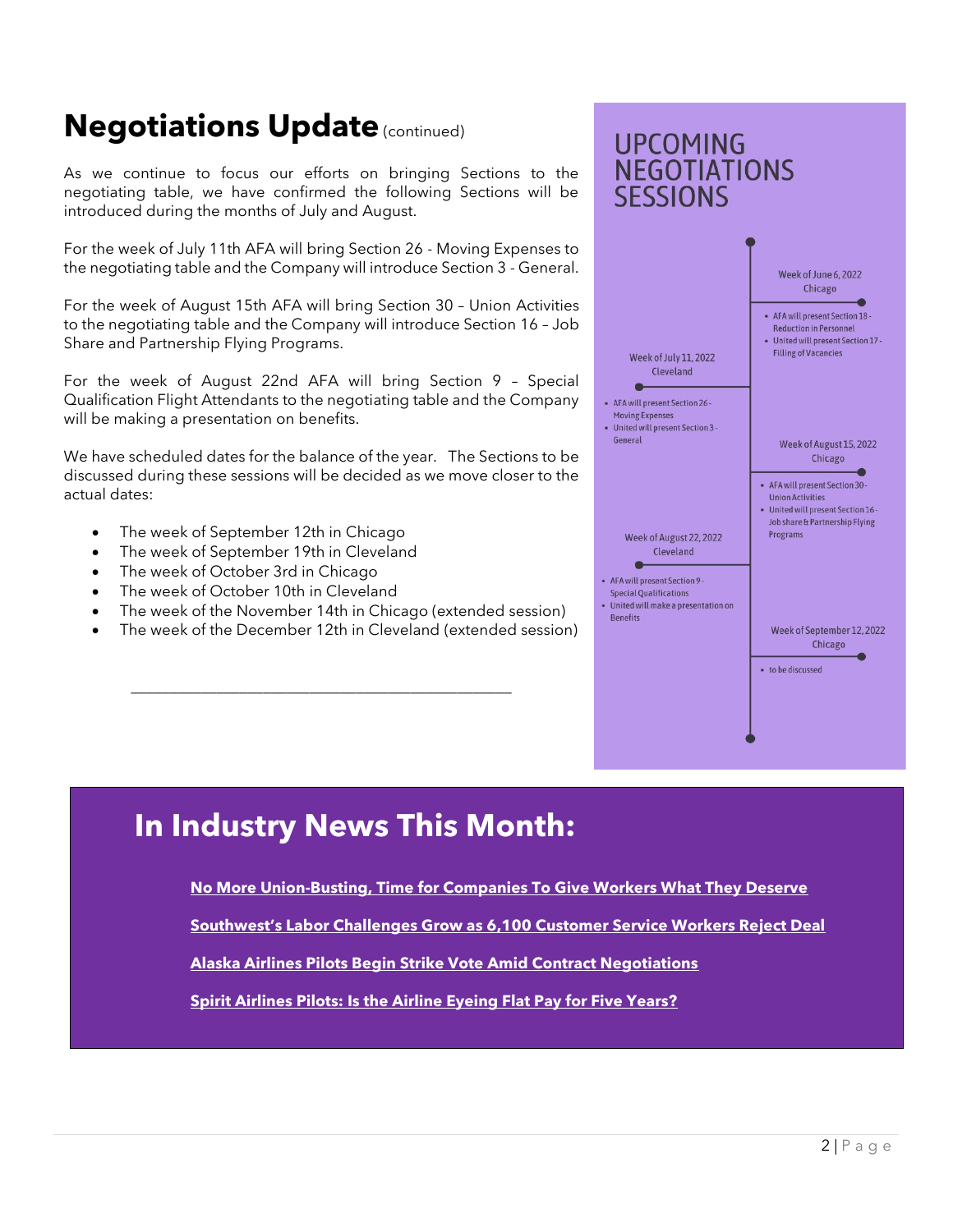# Negotiations Update (continued)

As we continue to focus our efforts on bringing Sections to the negotiating table, we have confirmed the following Sections will be introduced during the months of July and August.

For the week of July 11th AFA will bring Section 26 - Moving Expenses to the negotiating table and the Company will introduce Section 3 - General.

For the week of August 15th AFA will bring Section 30 – Union Activities to the negotiating table and the Company will introduce Section 16 – Job Share and Partnership Flying Programs.

For the week of August 22nd AFA will bring Section 9 – Special Qualification Flight Attendants to the negotiating table and the Company will be making a presentation on benefits.

We have scheduled dates for the balance of the year. The Sections to be discussed during these sessions will be decided as we move closer to the actual dates:

- The week of September 12th in Chicago
- The week of September 19th in Cleveland
- The week of October 3rd in Chicago
- The week of October 10th in Cleveland
- The week of the November 14th in Chicago (extended session)
- The week of the December 12th in Cleveland (extended session)

## UPCOMING NEGOTIATIONS SESSIONS

**Week of June 6, 2022**
Chicago
- AFA will present Section 18 - Reduction in Personnel
- United will present Section 17 - Filling of Vacancies

**Week of July 11, 2022**
Cleveland
- AFA will present Section 26 - Moving Expenses
- United will present Section 3 - General

**Week of August 15, 2022**
Chicago
- AFA will present Section 30 - Union Activities
- United will present Section 16 - Job share & Partnership Flying Programs

**Week of August 22, 2022**
Cleveland
- AFA will present Section 9 - Special Qualifications
- United will make a presentation on Benefits

**Week of September 12, 2022**
Chicago
- to be discussed

## In Industry News This Month:

**No More Union-Busting, Time for Companies To Give Workers What They Deserve**

**Southwest's Labor Challenges Grow as 6,100 Customer Service Workers Reject Deal**

**Alaska Airlines Pilots Begin Strike Vote Amid Contract Negotiations**

**Spirit Airlines Pilots: Is the Airline Eyeing Flat Pay for Five Years?**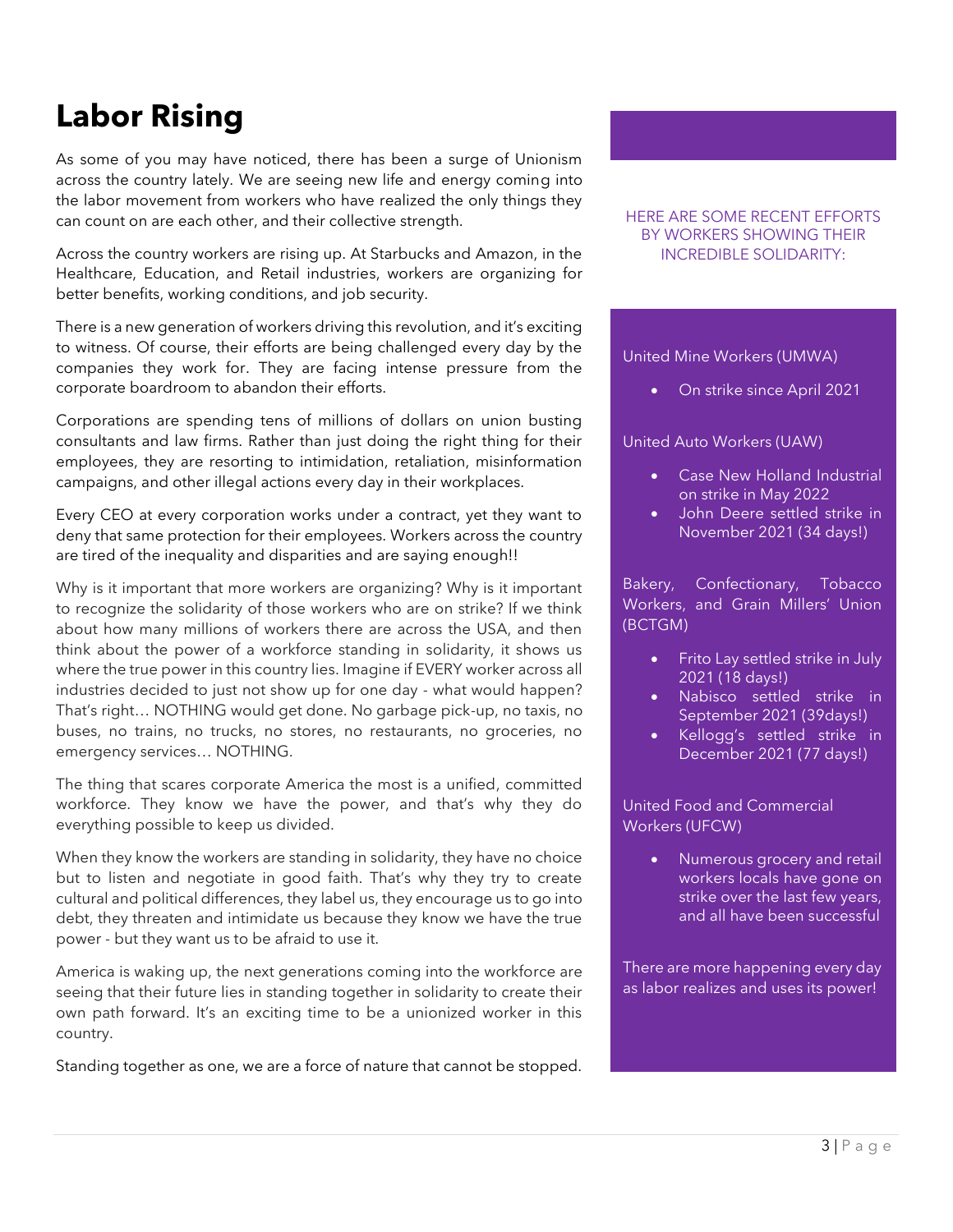# Labor Rising

As some of you may have noticed, there has been a surge of Unionism across the country lately. We are seeing new life and energy coming into the labor movement from workers who have realized the only things they can count on are each other, and their collective strength.

Across the country workers are rising up. At Starbucks and Amazon, in the Healthcare, Education, and Retail industries, workers are organizing for better benefits, working conditions, and job security.

There is a new generation of workers driving this revolution, and it's exciting to witness. Of course, their efforts are being challenged every day by the companies they work for. They are facing intense pressure from the corporate boardroom to abandon their efforts.

Corporations are spending tens of millions of dollars on union busting consultants and law firms. Rather than just doing the right thing for their employees, they are resorting to intimidation, retaliation, misinformation campaigns, and other illegal actions every day in their workplaces.

Every CEO at every corporation works under a contract, yet they want to deny that same protection for their employees. Workers across the country are tired of the inequality and disparities and are saying enough!!

Why is it important that more workers are organizing? Why is it important to recognize the solidarity of those workers who are on strike? If we think about how many millions of workers there are across the USA, and then think about the power of a workforce standing in solidarity, it shows us where the true power in this country lies. Imagine if EVERY worker across all industries decided to just not show up for one day - what would happen? That's right… NOTHING would get done. No garbage pick-up, no taxis, no buses, no trains, no trucks, no stores, no restaurants, no groceries, no emergency services… NOTHING.

The thing that scares corporate America the most is a unified, committed workforce. They know we have the power, and that's why they do everything possible to keep us divided.

When they know the workers are standing in solidarity, they have no choice but to listen and negotiate in good faith. That's why they try to create cultural and political differences, they label us, they encourage us to go into debt, they threaten and intimidate us because they know we have the true power - but they want us to be afraid to use it.

America is waking up, the next generations coming into the workforce are seeing that their future lies in standing together in solidarity to create their own path forward. It's an exciting time to be a unionized worker in this country.

Standing together as one, we are a force of nature that cannot be stopped.

HERE ARE SOME RECENT EFFORTS BY WORKERS SHOWING THEIR INCREDIBLE SOLIDARITY:

United Mine Workers (UMWA)

- On strike since April 2021

United Auto Workers (UAW)

- Case New Holland Industrial on strike in May 2022
- John Deere settled strike in November 2021 (34 days!)

Bakery, Confectionary, Tobacco Workers, and Grain Millers' Union (BCTGM)

- Frito Lay settled strike in July 2021 (18 days!)
- Nabisco settled strike in September 2021 (39days!)
- Kellogg's settled strike in December 2021 (77 days!)

United Food and Commercial Workers (UFCW)

- Numerous grocery and retail workers locals have gone on strike over the last few years, and all have been successful

There are more happening every day as labor realizes and uses its power!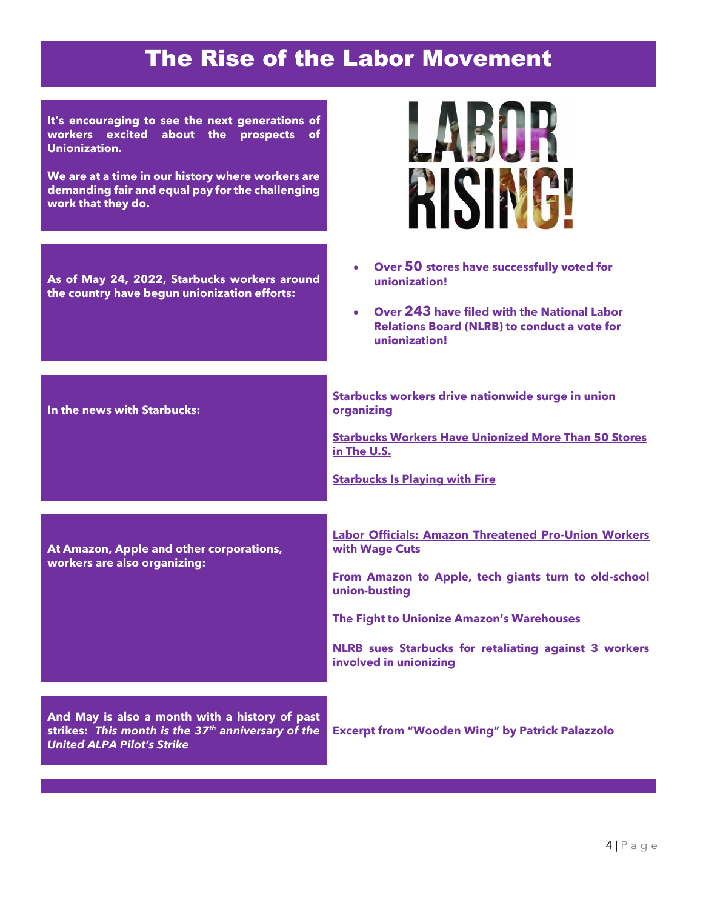# The Rise of the Labor Movement

**It's encouraging to see the next generations of workers excited about the prospects of Unionization.**

**We are at a time in our history where workers are demanding fair and equal pay for the challenging work that they do.**

LABOR RISING!

**As of May 24, 2022, Starbucks workers around the country have begun unionization efforts:**

- **Over 50 stores have successfully voted for unionization!**
- **Over 243 have filed with the National Labor Relations Board (NLRB) to conduct a vote for unionization!**

**In the news with Starbucks:**

**Starbucks workers drive nationwide surge in union organizing**

**Starbucks Workers Have Unionized More Than 50 Stores in The U.S.**

**Starbucks Is Playing with Fire**

**At Amazon, Apple and other corporations, workers are also organizing:**

**Labor Officials: Amazon Threatened Pro-Union Workers with Wage Cuts**

**From Amazon to Apple, tech giants turn to old-school union-busting**

**The Fight to Unionize Amazon's Warehouses**

**NLRB sues Starbucks for retaliating against 3 workers involved in unionizing**

**And May is also a month with a history of past strikes:** ***This month is the 37th anniversary of the United ALPA Pilot's Strike***

**Excerpt from "Wooden Wing" by Patrick Palazzolo**